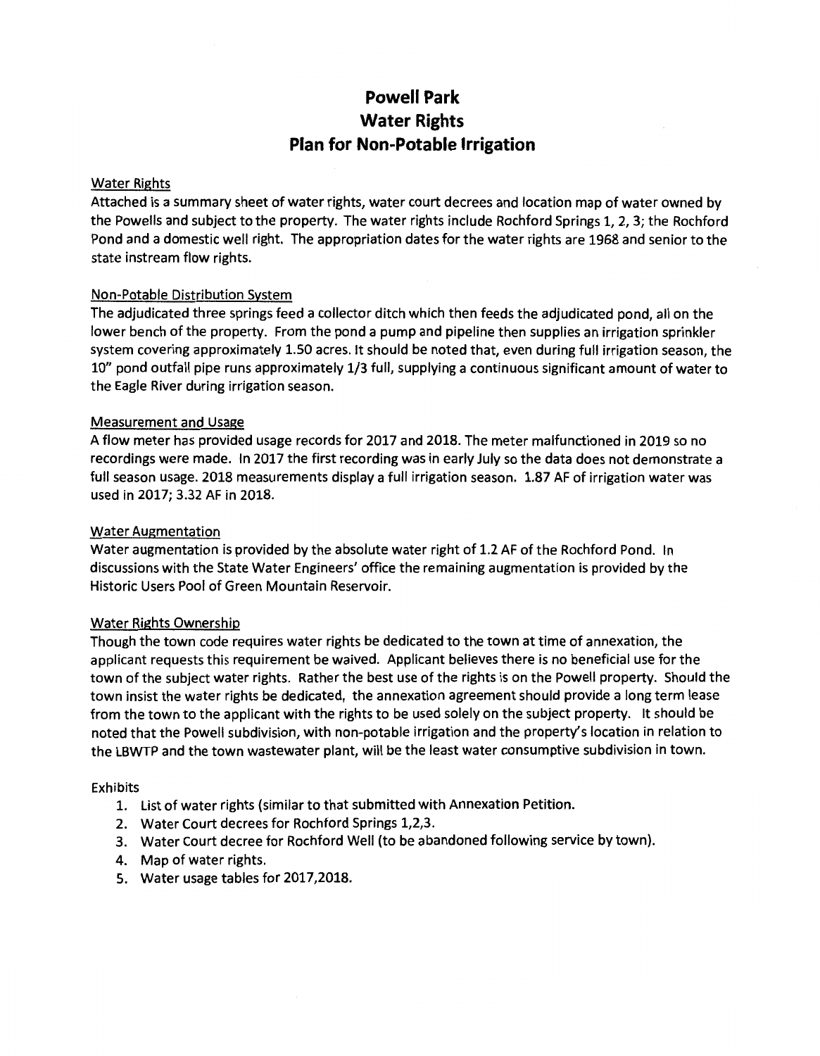# Powell Park
# Water Rights
# Plan for Non-Potable Irrigation

Water Rights

Attached is a summary sheet of water rights, water court decrees and location map of water owned by the Powells and subject to the property. The water rights include Rochford Springs 1, 2, 3; the Rochford Pond and a domestic well right. The appropriation dates for the water rights are 1968 and senior to the state instream flow rights.

Non-Potable Distribution System

The adjudicated three springs feed a collector ditch which then feeds the adjudicated pond, all on the lower bench of the property. From the pond a pump and pipeline then supplies an irrigation sprinkler system covering approximately 1.50 acres. It should be noted that, even during full irrigation season, the 10" pond outfall pipe runs approximately 1/3 full, supplying a continuous significant amount of water to the Eagle River during irrigation season.

Measurement and Usage

A flow meter has provided usage records for 2017 and 2018. The meter malfunctioned in 2019 so no recordings were made. In 2017 the first recording was in early July so the data does not demonstrate a full season usage. 2018 measurements display a full irrigation season. 1.87 AF of irrigation water was used in 2017; 3.32 AF in 2018.

Water Augmentation

Water augmentation is provided by the absolute water right of 1.2 AF of the Rochford Pond. In discussions with the State Water Engineers' office the remaining augmentation is provided by the Historic Users Pool of Green Mountain Reservoir.

Water Rights Ownership

Though the town code requires water rights be dedicated to the town at time of annexation, the applicant requests this requirement be waived. Applicant believes there is no beneficial use for the town of the subject water rights. Rather the best use of the rights is on the Powell property. Should the town insist the water rights be dedicated, the annexation agreement should provide a long term lease from the town to the applicant with the rights to be used solely on the subject property. It should be noted that the Powell subdivision, with non-potable irrigation and the property's location in relation to the LBWTP and the town wastewater plant, will be the least water consumptive subdivision in town.

Exhibits

1. List of water rights (similar to that submitted with Annexation Petition.
2. Water Court decrees for Rochford Springs 1,2,3.
3. Water Court decree for Rochford Well (to be abandoned following service by town).
4. Map of water rights.
5. Water usage tables for 2017,2018.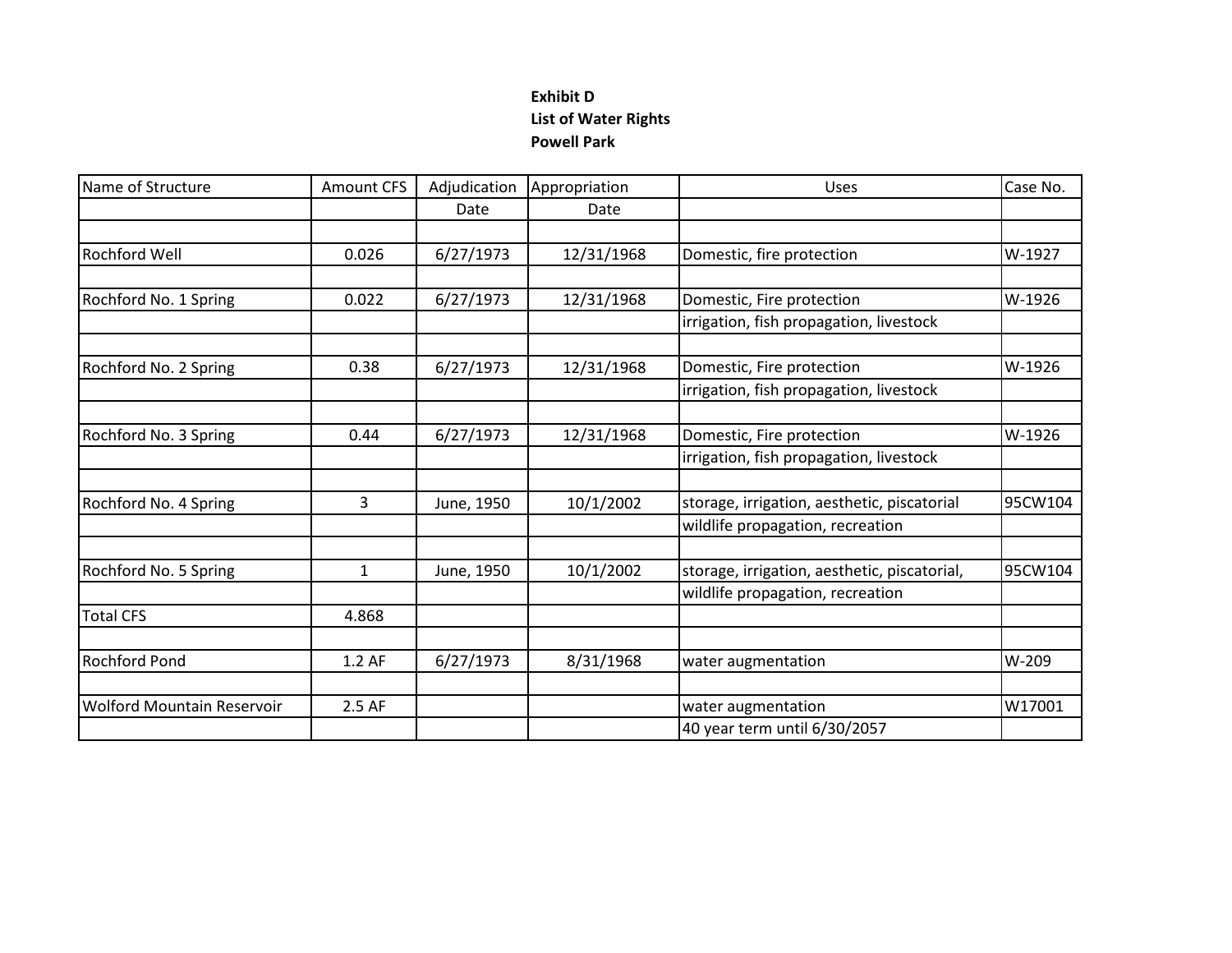**Exhibit D**
**List of Water Rights**
**Powell Park**

| Name of Structure | Amount CFS | Adjudication Date | Appropriation Date | Uses | Case No. |
|---|---|---|---|---|---|
| | | | | | |
| Rochford Well | 0.026 | 6/27/1973 | 12/31/1968 | Domestic, fire protection | W-1927 |
| | | | | | |
| Rochford No. 1 Spring | 0.022 | 6/27/1973 | 12/31/1968 | Domestic, Fire protection | W-1926 |
| | | | | irrigation, fish propagation, livestock | |
| | | | | | |
| Rochford No. 2 Spring | 0.38 | 6/27/1973 | 12/31/1968 | Domestic, Fire protection | W-1926 |
| | | | | irrigation, fish propagation, livestock | |
| | | | | | |
| Rochford No. 3 Spring | 0.44 | 6/27/1973 | 12/31/1968 | Domestic, Fire protection | W-1926 |
| | | | | irrigation, fish propagation, livestock | |
| | | | | | |
| Rochford No. 4 Spring | 3 | June, 1950 | 10/1/2002 | storage, irrigation, aesthetic, piscatorial | 95CW104 |
| | | | | wildlife propagation, recreation | |
| | | | | | |
| Rochford No. 5 Spring | 1 | June, 1950 | 10/1/2002 | storage, irrigation, aesthetic, piscatorial, | 95CW104 |
| | | | | wildlife propagation, recreation | |
| Total CFS | 4.868 | | | | |
| | | | | | |
| Rochford Pond | 1.2 AF | 6/27/1973 | 8/31/1968 | water augmentation | W-209 |
| | | | | | |
| Wolford Mountain Reservoir | 2.5 AF | | | water augmentation | W17001 |
| | | | | 40 year term until 6/30/2057 | |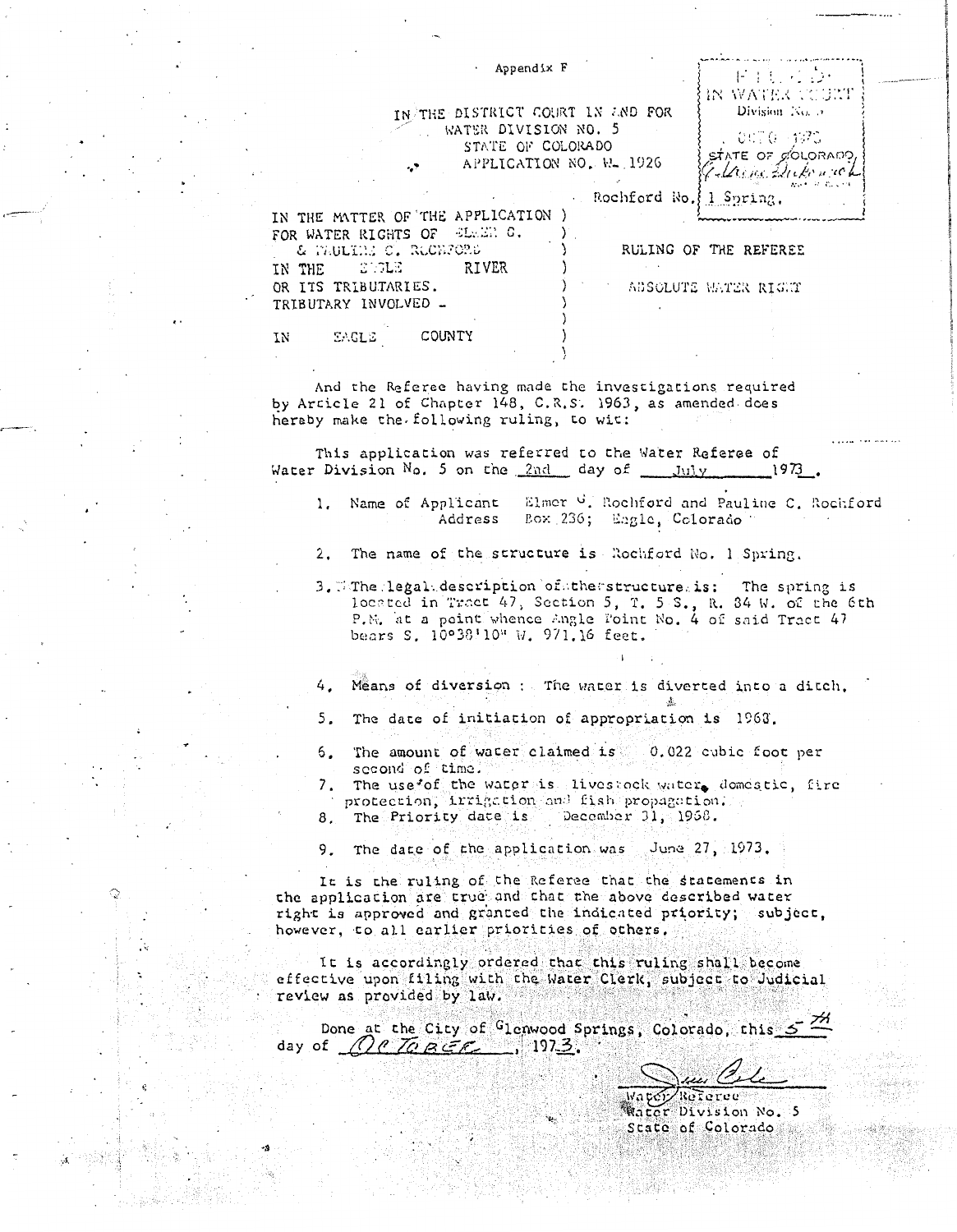Appendix F

FILED
IN WATER COURT
Division No. 5
OCT 6 1973
STATE OF COLORADO

IN THE DISTRICT COURT IN AND FOR
WATER DIVISION NO. 5
STATE OF COLORADO
APPLICATION NO. W-1926

Rochford No. 1 Spring.

IN THE MATTER OF THE APPLICATION FOR WATER RIGHTS OF ELMER G. & PAULINE C. ROCHFORD IN THE EAGLE RIVER OR ITS TRIBUTARIES. TRIBUTARY INVOLVED -

IN EAGLE COUNTY

RULING OF THE REFEREE

ABSOLUTE WATER RIGHT

And the Referee having made the investigations required by Article 21 of Chapter 148, C.R.S. 1963, as amended does hereby make the following ruling, to wit:

This application was referred to the Water Referee of Water Division No. 5 on the 2nd day of July 1973.

1. Name of Applicant Elmer G. Rochford and Pauline C. Rochford
   Address Box 236; Eagle, Colorado
2. The name of the structure is Rochford No. 1 Spring.
3. The legal description of the structure is: The spring is located in Tract 47, Section 5, T. 5 S., R. 84 W. of the 6th P.M. at a point whence Angle Point No. 4 of said Tract 47 bears S. 10°38'10" W. 971.16 feet.
4. Means of diversion: The water is diverted into a ditch.
5. The date of initiation of appropriation is 1968.
6. The amount of water claimed is 0.022 cubic foot per second of time.
7. The use of the water is livestock water, domestic, fire protection, irrigation and fish propagation.
8. The Priority date is December 31, 1968.
9. The date of the application was June 27, 1973.

It is the ruling of the Referee that the statements in the application are true and that the above described water right is approved and granted the indicated priority; subject, however, to all earlier priorities of others.

It is accordingly ordered that this ruling shall become effective upon filing with the Water Clerk, subject to Judicial review as provided by law.

Done at the City of Glenwood Springs, Colorado, this 5th day of October, 1973.

Water Referee
Water Division No. 5
State of Colorado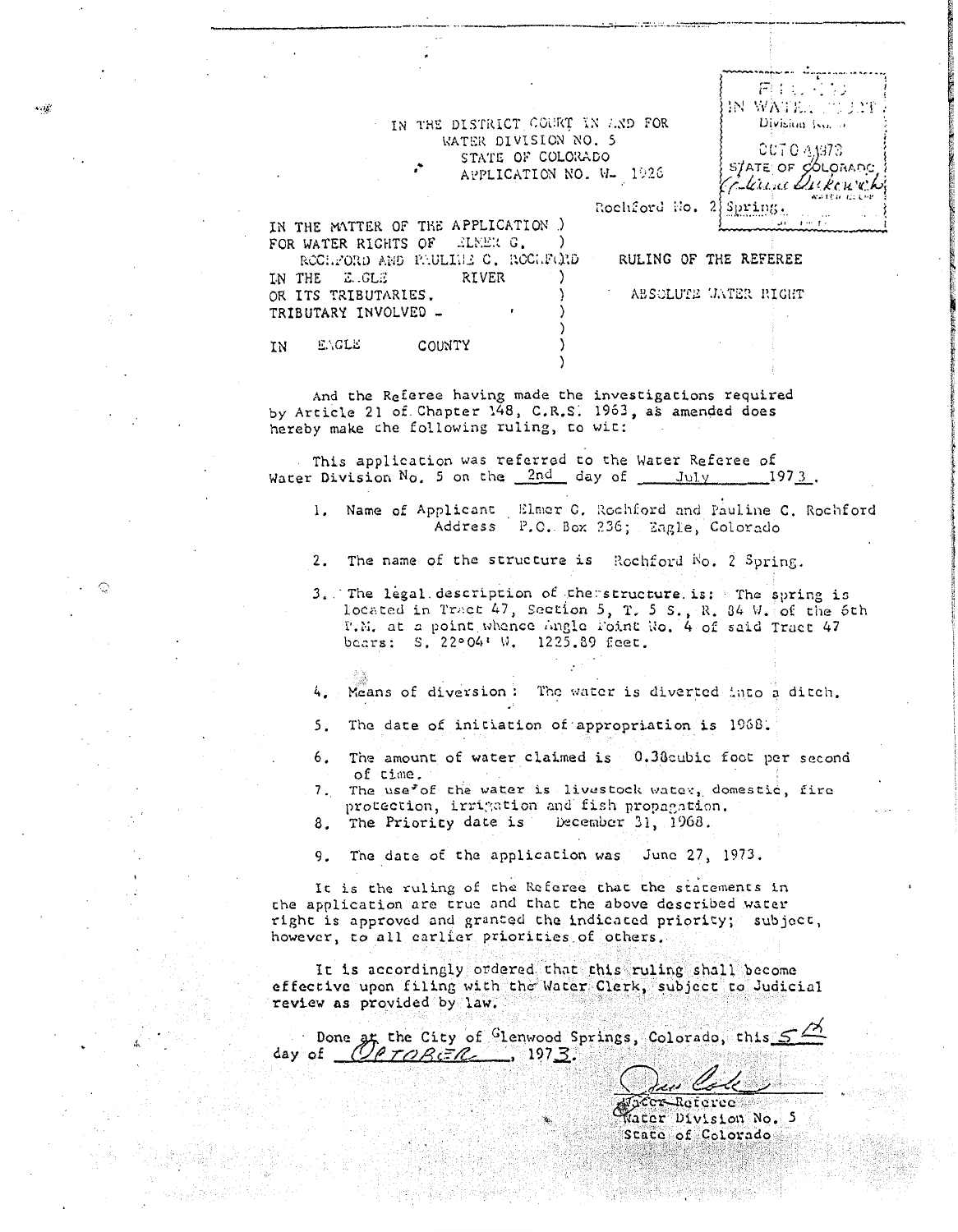FILED IN WATER COURT
Division No. 5
OCT 04 1973
STATE OF COLORADO
*[signature]*
WATER CLERK

IN THE DISTRICT COURT IN AND FOR
WATER DIVISION NO. 5
STATE OF COLORADO
APPLICATION NO. W- 1926

Rochford No. 2 Spring.

IN THE MATTER OF THE APPLICATION )
FOR WATER RIGHTS OF ELMER G. )
ROCHFORD AND PAULINE C. ROCHFORD )
IN THE EAGLE RIVER )
OR ITS TRIBUTARIES. )
TRIBUTARY INVOLVED - )
IN EAGLE COUNTY )

RULING OF THE REFEREE

ABSOLUTE WATER RIGHT

And the Referee having made the investigations required by Article 21 of Chapter 148, C.R.S. 1963, as amended does hereby make the following ruling, to wit:

This application was referred to the Water Referee of Water Division No. 5 on the 2nd day of July 1973.

1. Name of Applicant Elmer C. Rochford and Pauline C. Rochford
   Address P.O. Box 236; Eagle, Colorado

2. The name of the structure is Rochford No. 2 Spring.

3. The legal description of the structure is: The spring is located in Tract 47, Section 5, T. 5 S., R. 84 W. of the 6th P.M. at a point whence Angle Point No. 4 of said Tract 47 bears: S. 22°04' W. 1225.89 feet.

4. Means of diversion: The water is diverted into a ditch.

5. The date of initiation of appropriation is 1968.

6. The amount of water claimed is 0.38 cubic foot per second of time.

7. The use of the water is livestock water, domestic, fire protection, irrigation and fish propagation.

8. The Priority date is December 31, 1968.

9. The date of the application was June 27, 1973.

It is the ruling of the Referee that the statements in the application are true and that the above described water right is approved and granted the indicated priority; subject, however, to all earlier priorities of others.

It is accordingly ordered that this ruling shall become effective upon filing with the Water Clerk, subject to Judicial review as provided by law.

Done at the City of Glenwood Springs, Colorado, this 5th day of October, 1973.

*[signature]*
Water Referee
Water Division No. 5
State of Colorado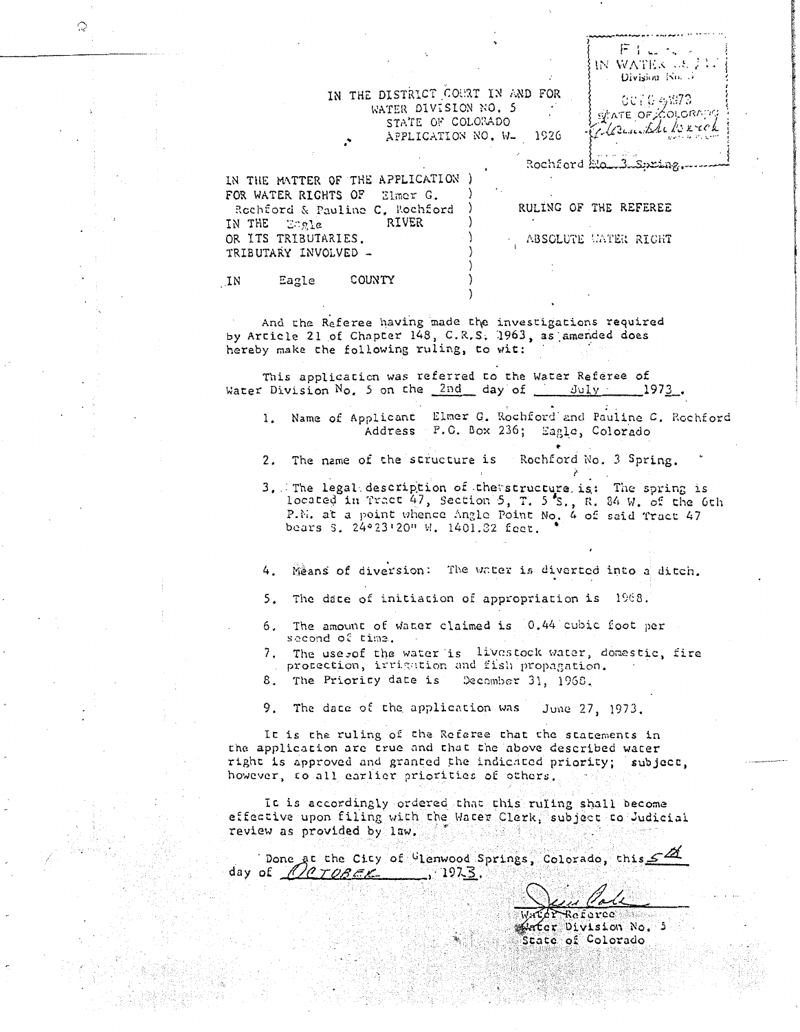FILED
IN WATER COURT
Division No. 5

OCT 5 1973
STATE OF COLORADO
Clerk

Rochford No. 3 Spring

IN THE DISTRICT COURT IN AND FOR
WATER DIVISION NO. 5
STATE OF COLORADO
APPLICATION NO. W- 1926

| | |
|---|---|
| IN THE MATTER OF THE APPLICATION FOR WATER RIGHTS OF Elmer G. Rochford & Pauline C. Rochford IN THE Eagle RIVER OR ITS TRIBUTARIES. TRIBUTARY INVOLVED - | RULING OF THE REFEREE |
| IN Eagle COUNTY | ABSOLUTE WATER RIGHT |

And the Referee having made the investigations required by Article 21 of Chapter 148, C.R.S. 1963, as amended does hereby make the following ruling, to wit:

This application was referred to the Water Referee of Water Division No. 5 on the 2nd day of July 1973.

1. Name of Applicant Elmer G. Rochford and Pauline C. Rochford
   Address P.O. Box 236; Eagle, Colorado

2. The name of the structure is Rochford No. 3 Spring.

3. The legal description of the structure is: The spring is located in Tract 47, Section 5, T. 5 S., R. 84 W. of the 6th P.M. at a point whence Angle Point No. 4 of said Tract 47 bears S. 24°23'20" W. 1401.32 feet.

4. Means of diversion: The water is diverted into a ditch.

5. The date of initiation of appropriation is 1968.

6. The amount of water claimed is 0.44 cubic foot per second of time.

7. The use of the water is livestock water, domestic, fire protection, irrigation and fish propagation.

8. The Priority date is December 31, 1968.

9. The date of the application was June 27, 1973.

It is the ruling of the Referee that the statements in the application are true and that the above described water right is approved and granted the indicated priority; subject, however, to all earlier priorities of others.

It is accordingly ordered that this ruling shall become effective upon filing with the Water Clerk, subject to Judicial review as provided by law.

Done at the City of Glenwood Springs, Colorado, this 5th day of October, 1973.

Water Referee
Water Division No. 5
State of Colorado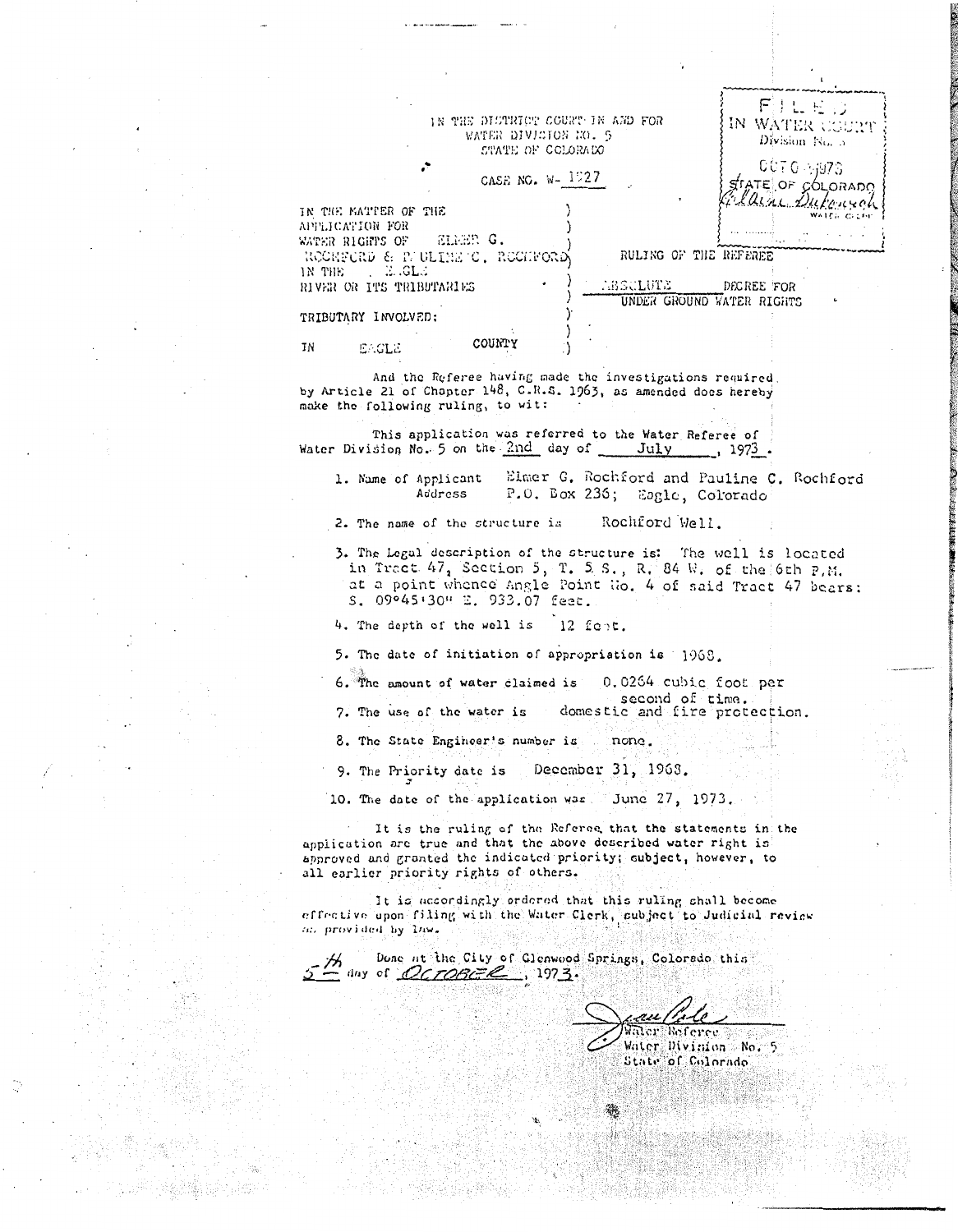FILED
IN WATER COURT
Division No. 5

OCT 5 1973

STATE OF COLORADO
Elaine Dubenoch
WATER CLERK

IN THE DISTRICT COURT IN AND FOR
WATER DIVISION NO. 5
STATE OF COLORADO

CASE NO. W-1927

IN THE MATTER OF THE APPLICATION FOR WATER RIGHTS OF ELMER G. ROCHFORD & PAULINE C. ROCHFORD IN THE EAGLE RIVER OR ITS TRIBUTARIES

TRIBUTARY INVOLVED:

IN EAGLE COUNTY

RULING OF THE REFEREE

ABSOLUTE DECREE FOR UNDER GROUND WATER RIGHTS

And the Referee having made the investigations required by Article 21 of Chapter 148, C.R.S. 1963, as amended does hereby make the following ruling, to wit:

This application was referred to the Water Referee of Water Division No. 5 on the 2nd day of July, 1973.

1. Name of Applicant: Elmer G. Rochford and Pauline C. Rochford
   Address: P.O. Box 236; Eagle, Colorado
2. The name of the structure is Rochford Well.
3. The Legal description of the structure is: The well is located in Tract 47, Section 5, T. 5 S., R. 84 W. of the 6th P.M. at a point whence Angle Point No. 4 of said Tract 47 bears: S. 09°45'30" E. 933.07 feet.
4. The depth of the well is 12 feet.
5. The date of initiation of appropriation is 1968.
6. The amount of water claimed is 0.0264 cubic foot per second of time.
7. The use of the water is domestic and fire protection.
8. The State Engineer's number is none.
9. The Priority date is December 31, 1968.
10. The date of the application was June 27, 1973.

It is the ruling of the Referee that the statements in the application are true and that the above described water right is approved and granted the indicated priority; subject, however, to all earlier priority rights of others.

It is accordingly ordered that this ruling shall become effective upon filing with the Water Clerk, subject to Judicial review as provided by law.

Done at the City of Glenwood Springs, Colorado this 5th day of October, 1973.

Water Referee
Water Division No. 5
State of Colorado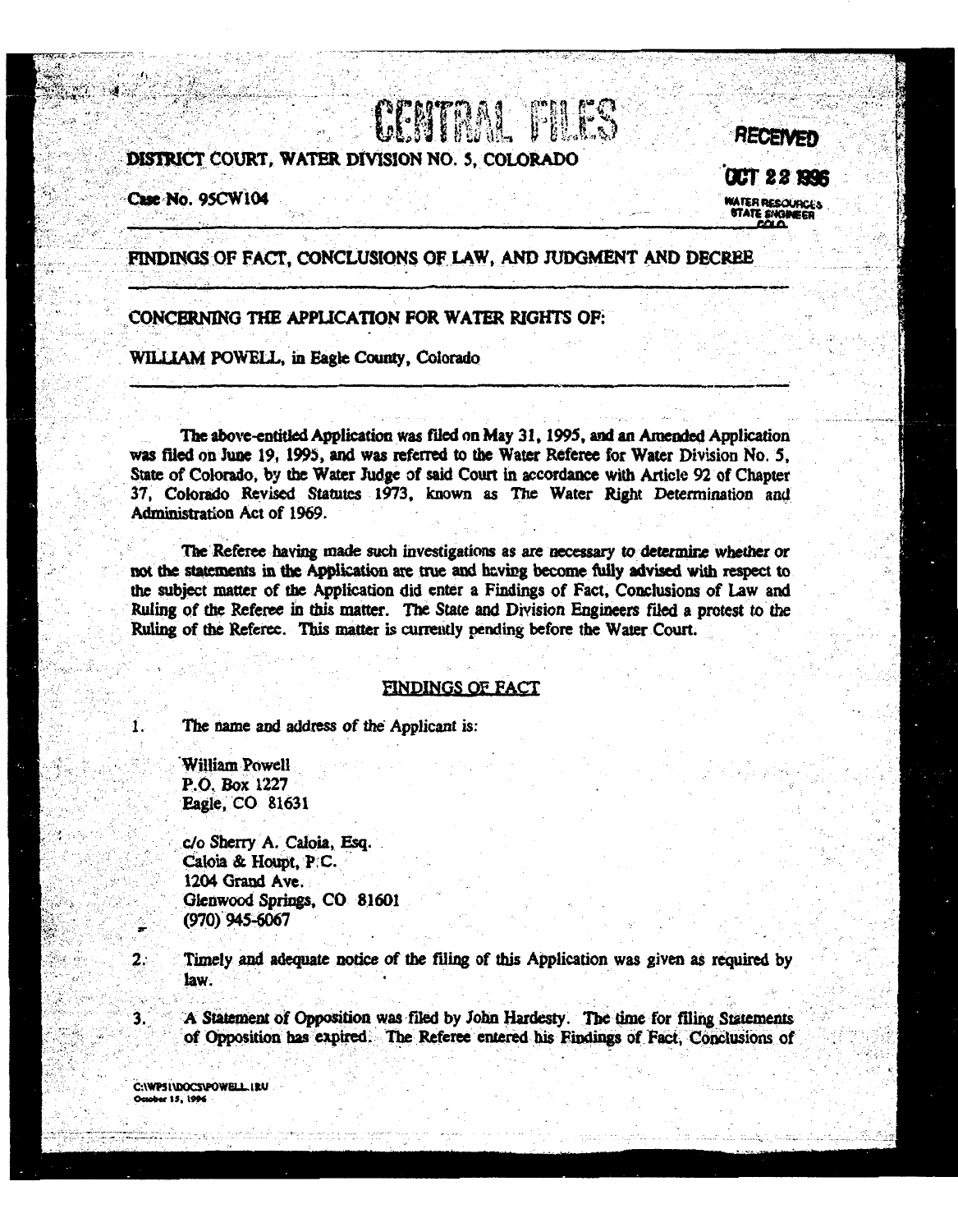CENTRAL FILES

**RECEIVED**

**OCT 28 1996**

WATER RESOURCES
STATE ENGINEER
COLO.

DISTRICT COURT, WATER DIVISION NO. 5, COLORADO

Case No. 95CW104

---

FINDINGS OF FACT, CONCLUSIONS OF LAW, AND JUDGMENT AND DECREE

---

CONCERNING THE APPLICATION FOR WATER RIGHTS OF:

WILLIAM POWELL, in Eagle County, Colorado

---

The above-entitled Application was filed on May 31, 1995, and an Amended Application was filed on June 19, 1995, and was referred to the Water Referee for Water Division No. 5, State of Colorado, by the Water Judge of said Court in accordance with Article 92 of Chapter 37, Colorado Revised Statutes 1973, known as The Water Right Determination and Administration Act of 1969.

The Referee having made such investigations as are necessary to determine whether or not the statements in the Application are true and having become fully advised with respect to the subject matter of the Application did enter a Findings of Fact, Conclusions of Law and Ruling of the Referee in this matter. The State and Division Engineers filed a protest to the Ruling of the Referee. This matter is currently pending before the Water Court.

## FINDINGS OF FACT

1. The name and address of the Applicant is:

   William Powell
   P.O. Box 1227
   Eagle, CO 81631

   c/o Sherry A. Caloia, Esq.
   Caloia & Houpt, P.C.
   1204 Grand Ave.
   Glenwood Springs, CO 81601
   (970) 945-6067

2. Timely and adequate notice of the filing of this Application was given as required by law.

3. A Statement of Opposition was filed by John Hardesty. The time for filing Statements of Opposition has expired. The Referee entered his Findings of Fact, Conclusions of

C:\WP51\DOCS\POWELL.1RU
October 15, 1996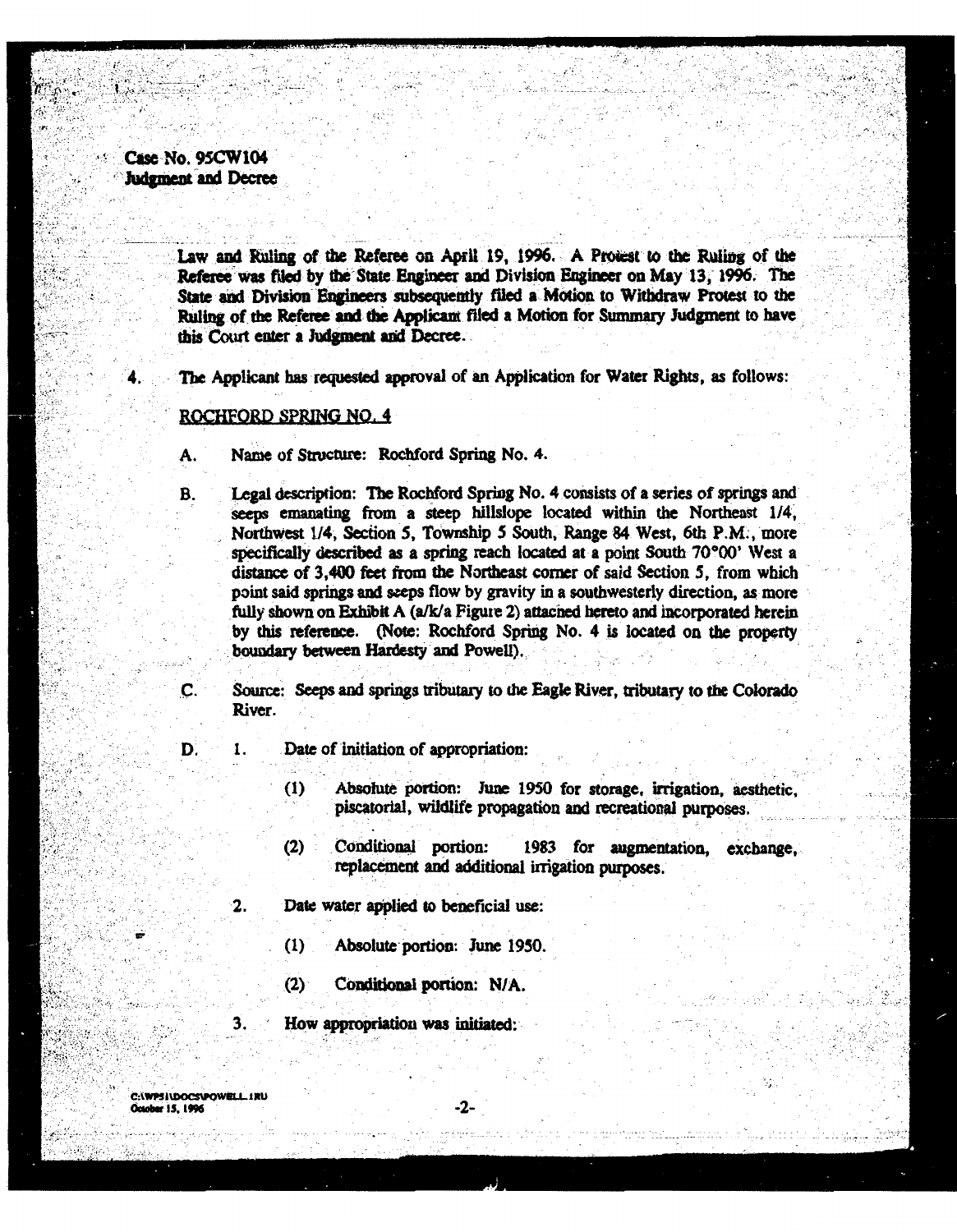Case No. 95CW104
Judgment and Decree

Law and Ruling of the Referee on April 19, 1996. A Protest to the Ruling of the Referee was filed by the State Engineer and Division Engineer on May 13, 1996. The State and Division Engineers subsequently filed a Motion to Withdraw Protest to the Ruling of the Referee and the Applicant filed a Motion for Summary Judgment to have this Court enter a Judgment and Decree.

4. The Applicant has requested approval of an Application for Water Rights, as follows:

ROCHFORD SPRING NO. 4

A. Name of Structure: Rochford Spring No. 4.

B. Legal description: The Rochford Spring No. 4 consists of a series of springs and seeps emanating from a steep hillslope located within the Northeast 1/4, Northwest 1/4, Section 5, Township 5 South, Range 84 West, 6th P.M., more specifically described as a spring reach located at a point South 70°00' West a distance of 3,400 feet from the Northeast corner of said Section 5, from which point said springs and seeps flow by gravity in a southwesterly direction, as more fully shown on Exhibit A (a/k/a Figure 2) attached hereto and incorporated herein by this reference. (Note: Rochford Spring No. 4 is located on the property boundary between Hardesty and Powell).

C. Source: Seeps and springs tributary to the Eagle River, tributary to the Colorado River.

D. 1. Date of initiation of appropriation:

(1) Absolute portion: June 1950 for storage, irrigation, aesthetic, piscatorial, wildlife propagation and recreational purposes.

(2) Conditional portion: 1983 for augmentation, exchange, replacement and additional irrigation purposes.

2. Date water applied to beneficial use:

(1) Absolute portion: June 1950.

(2) Conditional portion: N/A.

3. How appropriation was initiated:

C:\WP51\DOCS\POWELL.1RU
October 15, 1996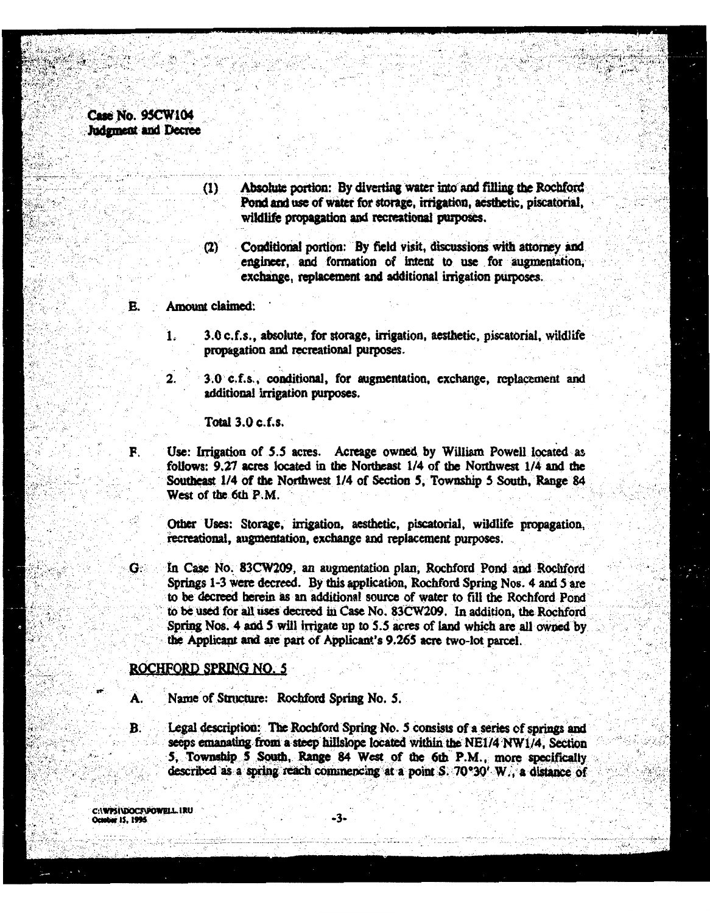(1) Absolute portion: By diverting water into and filling the Rochford Pond and use of water for storage, irrigation, aesthetic, piscatorial, wildlife propagation and recreational purposes.

(2) Conditional portion: By field visit, discussions with attorney and engineer, and formation of intent to use for augmentation, exchange, replacement and additional irrigation purposes.

E. Amount claimed:

1. 3.0 c.f.s., absolute, for storage, irrigation, aesthetic, piscatorial, wildlife propagation and recreational purposes.

2. 3.0 c.f.s., conditional, for augmentation, exchange, replacement and additional irrigation purposes.

Total 3.0 c.f.s.

F. Use: Irrigation of 5.5 acres. Acreage owned by William Powell located as follows: 9.27 acres located in the Northeast 1/4 of the Northwest 1/4 and the Southeast 1/4 of the Northwest 1/4 of Section 5, Township 5 South, Range 84 West of the 6th P.M.

Other Uses: Storage, irrigation, aesthetic, piscatorial, wildlife propagation, recreational, augmentation, exchange and replacement purposes.

G. In Case No. 83CW209, an augmentation plan, Rochford Pond and Rochford Springs 1-3 were decreed. By this application, Rochford Spring Nos. 4 and 5 are to be decreed herein as an additional source of water to fill the Rochford Pond to be used for all uses decreed in Case No. 83CW209. In addition, the Rochford Spring Nos. 4 and 5 will irrigate up to 5.5 acres of land which are all owned by the Applicant and are part of Applicant's 9.265 acre two-lot parcel.

ROCHFORD SPRING NO. 5

A. Name of Structure: Rochford Spring No. 5.

B. Legal description: The Rochford Spring No. 5 consists of a series of springs and seeps emanating from a steep hillslope located within the NE1/4 NW1/4, Section 5, Township 5 South, Range 84 West of the 6th P.M., more specifically described as a spring reach commencing at a point S. 70°30' W., a distance of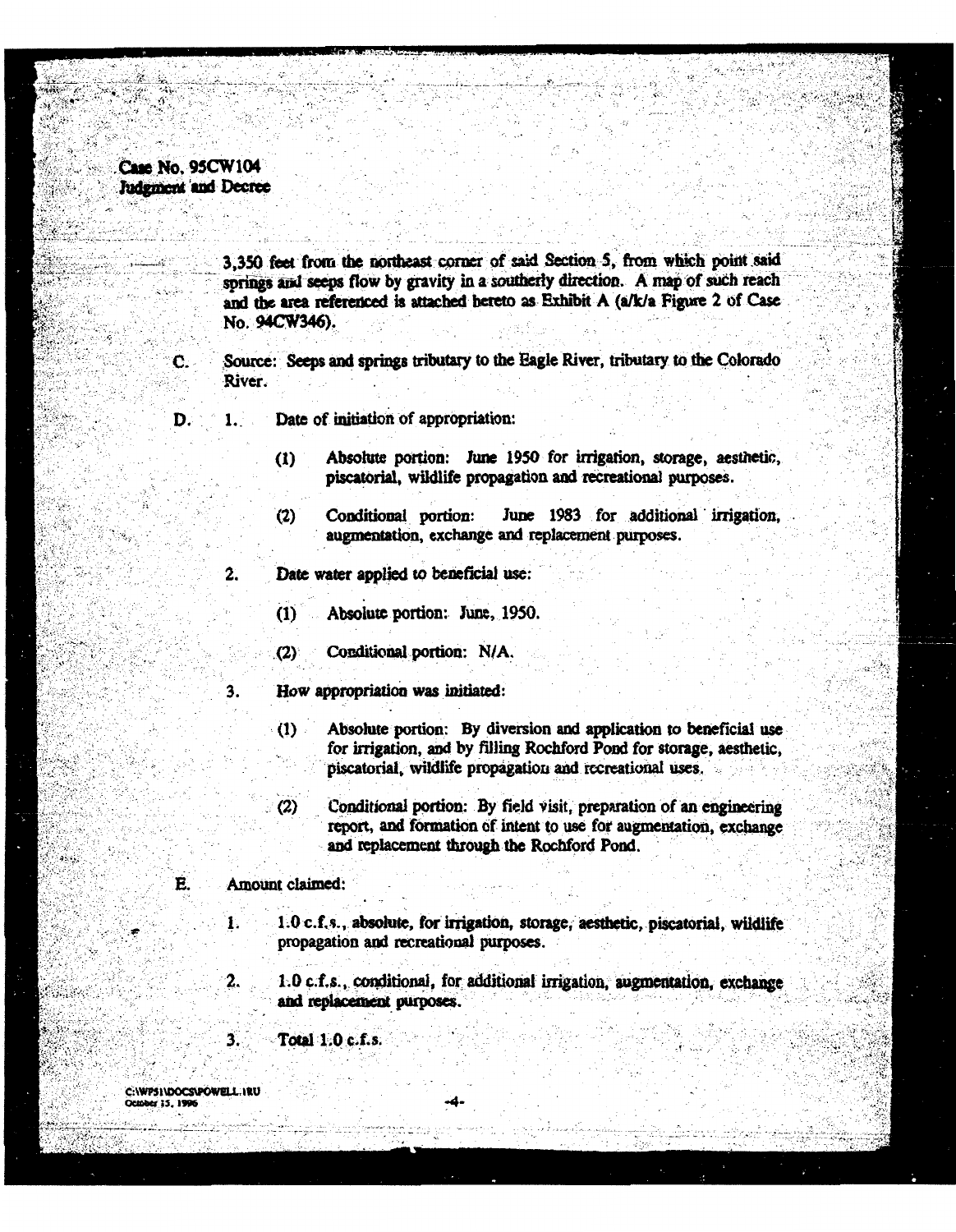3,350 feet from the northeast corner of said Section 5, from which point said springs and seeps flow by gravity in a southerly direction. A map of such reach and the area referenced is attached hereto as Exhibit A (a/k/a Figure 2 of Case No. 94CW346).

C. Source: Seeps and springs tributary to the Eagle River, tributary to the Colorado River.

D. 1. Date of initiation of appropriation:

   (1) Absolute portion: June 1950 for irrigation, storage, aesthetic, piscatorial, wildlife propagation and recreational purposes.

   (2) Conditional portion: June 1983 for additional irrigation, augmentation, exchange and replacement purposes.

   2. Date water applied to beneficial use:

   (1) Absolute portion: June, 1950.

   (2) Conditional portion: N/A.

   3. How appropriation was initiated:

   (1) Absolute portion: By diversion and application to beneficial use for irrigation, and by filling Rochford Pond for storage, aesthetic, piscatorial, wildlife propagation and recreational uses.

   (2) Conditional portion: By field visit, preparation of an engineering report, and formation of intent to use for augmentation, exchange and replacement through the Rochford Pond.

E. Amount claimed:

   1. 1.0 c.f.s., absolute, for irrigation, storage, aesthetic, piscatorial, wildlife propagation and recreational purposes.

   2. 1.0 c.f.s., conditional, for additional irrigation, augmentation, exchange and replacement purposes.

   3. Total 1.0 c.f.s.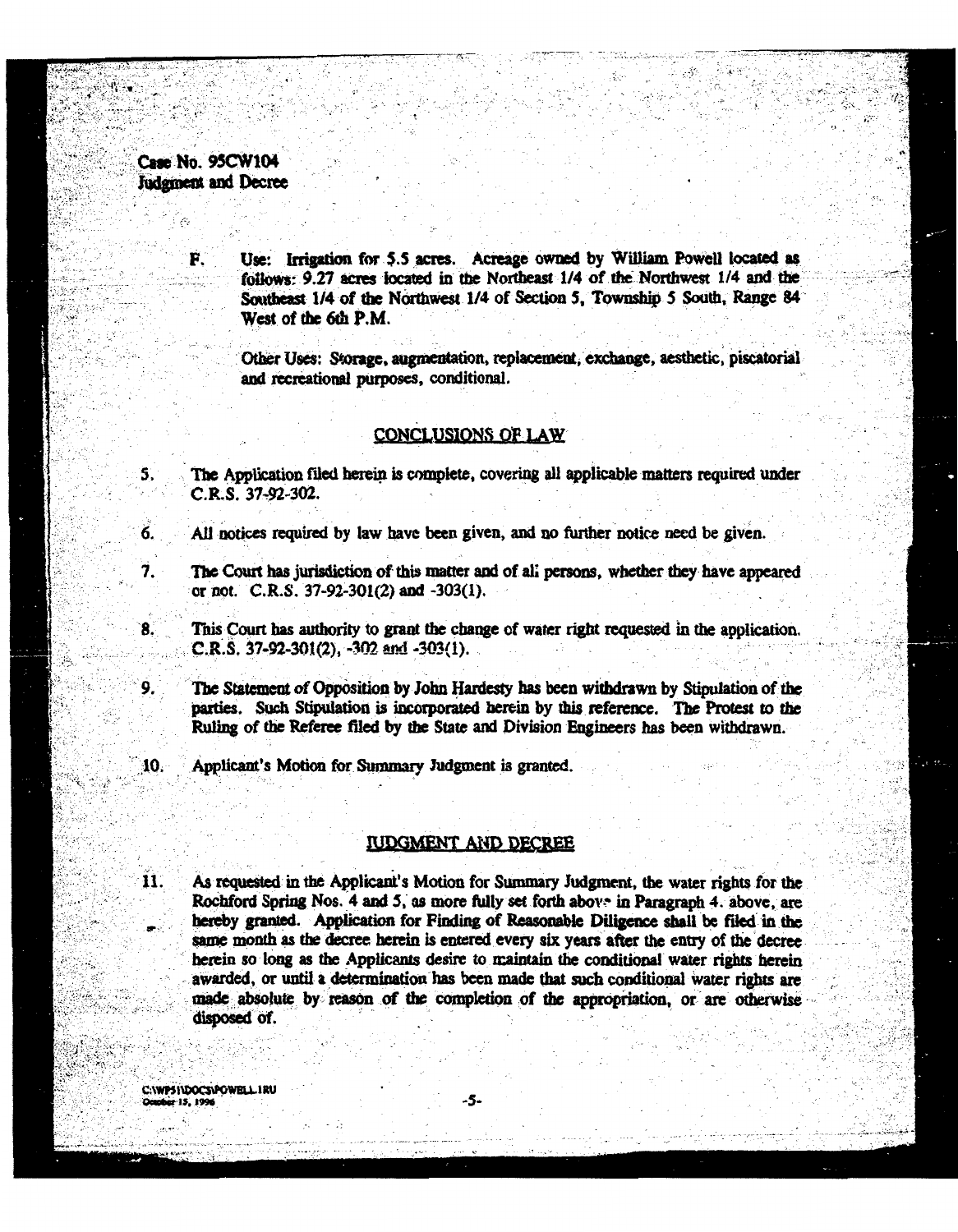F. Use: Irrigation for 5.5 acres. Acreage owned by William Powell located as follows: 9.27 acres located in the Northeast 1/4 of the Northwest 1/4 and the Southeast 1/4 of the Northwest 1/4 of Section 5, Township 5 South, Range 84 West of the 6th P.M.

Other Uses: Storage, augmentation, replacement, exchange, aesthetic, piscatorial and recreational purposes, conditional.

## CONCLUSIONS OF LAW

5. The Application filed herein is complete, covering all applicable matters required under C.R.S. 37-92-302.

6. All notices required by law have been given, and no further notice need be given.

7. The Court has jurisdiction of this matter and of all persons, whether they have appeared or not. C.R.S. 37-92-301(2) and -303(1).

8. This Court has authority to grant the change of water right requested in the application. C.R.S. 37-92-301(2), -302 and -303(1).

9. The Statement of Opposition by John Hardesty has been withdrawn by Stipulation of the parties. Such Stipulation is incorporated herein by this reference. The Protest to the Ruling of the Referee filed by the State and Division Engineers has been withdrawn.

10. Applicant's Motion for Summary Judgment is granted.

## JUDGMENT AND DECREE

11. As requested in the Applicant's Motion for Summary Judgment, the water rights for the Rochford Spring Nos. 4 and 5, as more fully set forth above in Paragraph 4. above, are hereby granted. Application for Finding of Reasonable Diligence shall be filed in the same month as the decree herein is entered every six years after the entry of the decree herein so long as the Applicants desire to maintain the conditional water rights herein awarded, or until a determination has been made that such conditional water rights are made absolute by reason of the completion of the appropriation, or are otherwise disposed of.

C:\WP51\DOCS\POWELL.1RU
October 15, 1996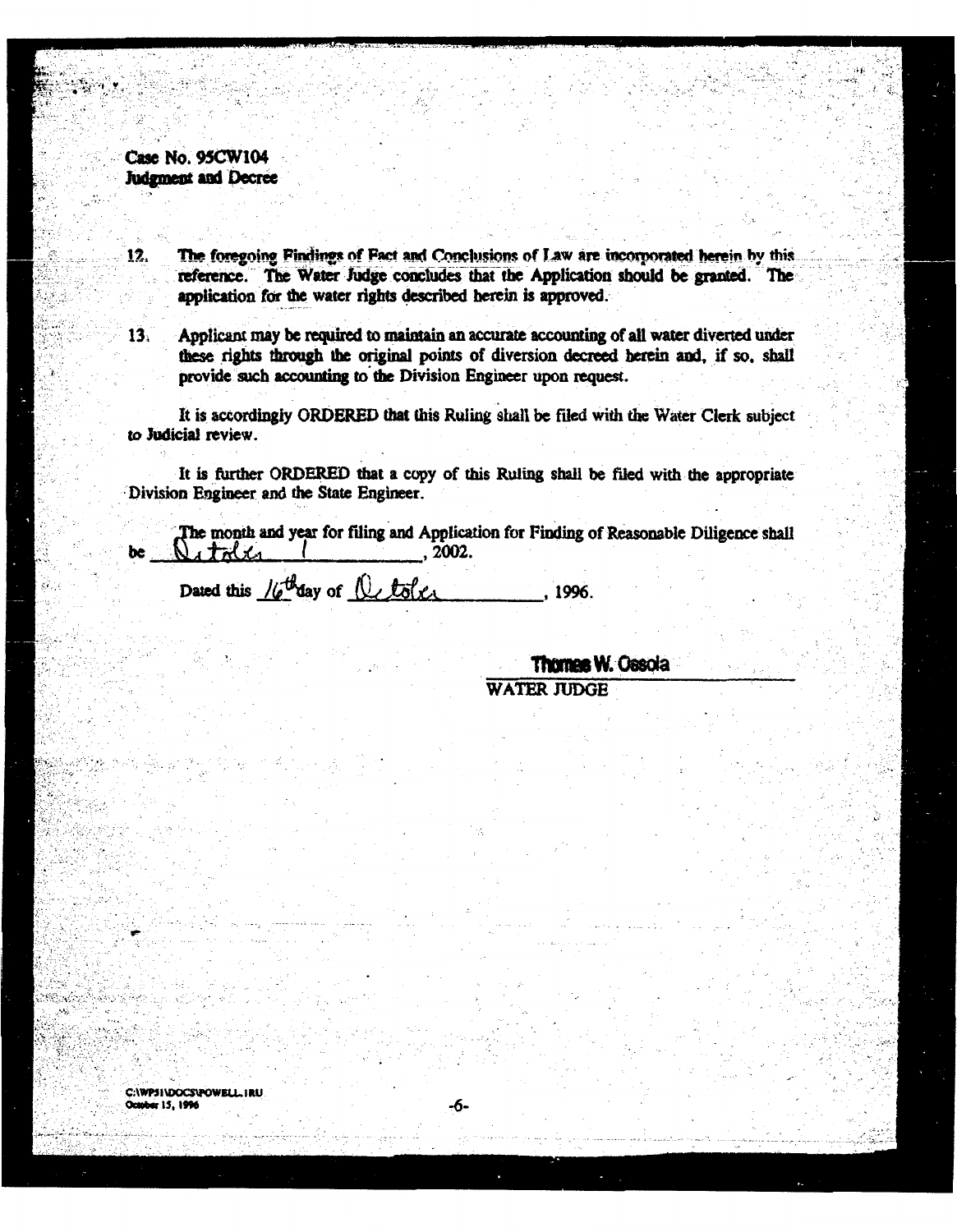Case No. 95CW104
Judgment and Decree

12. The foregoing Findings of Fact and Conclusions of Law are incorporated herein by this reference. The Water Judge concludes that the Application should be granted. The application for the water rights described herein is approved.

13. Applicant may be required to maintain an accurate accounting of all water diverted under these rights through the original points of diversion decreed herein and, if so, shall provide such accounting to the Division Engineer upon request.

It is accordingly ORDERED that this Ruling shall be filed with the Water Clerk subject to Judicial review.

It is further ORDERED that a copy of this Ruling shall be filed with the appropriate Division Engineer and the State Engineer.

The month and year for filing and Application for Finding of Reasonable Diligence shall be October 1, 2002.

Dated this 16th day of October, 1996.

Thomas W. Ossola
WATER JUDGE

C:\WP51\DOCS\POWELL.1RU
October 15, 1996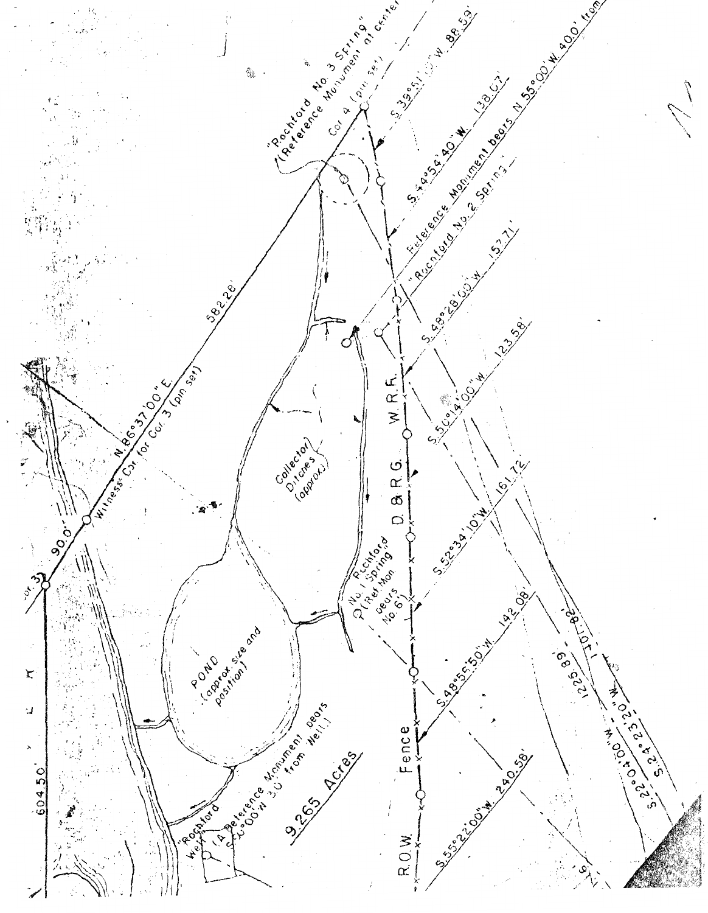"Rochford No. 3 Spring" (Reference Monument at center)

Cor. 4 (pin set)

S.39°51'00"W. 88.59'

S.44°54'40"W. 138.07'

Reference Monument bears N.55°00'W. 40.0' from "Rochford No. 2 Spring"

S.48°28'00"W. 157.71'

S.50°14'00"W. 123.58'

S.52°34'10"W. 161.72'

S.48°55'50"W. 142.08'

S.55°22'00"W. 240.58'

S.22°04'00"W.

S.24°23'20"W.

1225.89'

1101.82'

582.28'

N.86°37'00"E.

Witness Cor. for Cor. 3 (pin set)

90.0'

Cor. 3

604.50'

Collector Ditches (approx.)

"Rochford No. 1 Spring" (Ref. Mon. bears No. 6)

POND (approx. size and position)

"Rochford Well" (A Reference Monument bears S.00°00'W. 3.0' from Well.)

9.265 Acres

D.&R.G. W.R.R.

R.O.W. Fence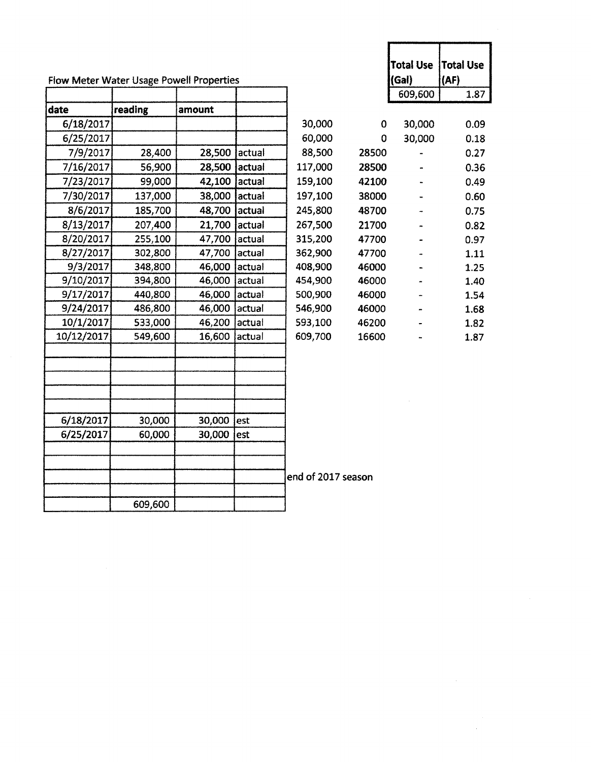Flow Meter Water Usage Powell Properties

| Total Use (Gal) | Total Use (AF) |
|---|---|
| 609,600 | 1.87 |

| date | reading | amount | | | | | |
|---|---|---|---|---|---|---|---|
| 6/18/2017 | | | | 30,000 | 0 | 30,000 | 0.09 |
| 6/25/2017 | | | | 60,000 | 0 | 30,000 | 0.18 |
| 7/9/2017 | 28,400 | 28,500 | actual | 88,500 | 28500 | - | 0.27 |
| 7/16/2017 | 56,900 | 28,500 | actual | 117,000 | 28500 | - | 0.36 |
| 7/23/2017 | 99,000 | 42,100 | actual | 159,100 | 42100 | - | 0.49 |
| 7/30/2017 | 137,000 | 38,000 | actual | 197,100 | 38000 | - | 0.60 |
| 8/6/2017 | 185,700 | 48,700 | actual | 245,800 | 48700 | - | 0.75 |
| 8/13/2017 | 207,400 | 21,700 | actual | 267,500 | 21700 | - | 0.82 |
| 8/20/2017 | 255,100 | 47,700 | actual | 315,200 | 47700 | - | 0.97 |
| 8/27/2017 | 302,800 | 47,700 | actual | 362,900 | 47700 | - | 1.11 |
| 9/3/2017 | 348,800 | 46,000 | actual | 408,900 | 46000 | - | 1.25 |
| 9/10/2017 | 394,800 | 46,000 | actual | 454,900 | 46000 | - | 1.40 |
| 9/17/2017 | 440,800 | 46,000 | actual | 500,900 | 46000 | - | 1.54 |
| 9/24/2017 | 486,800 | 46,000 | actual | 546,900 | 46000 | - | 1.68 |
| 10/1/2017 | 533,000 | 46,200 | actual | 593,100 | 46200 | - | 1.82 |
| 10/12/2017 | 549,600 | 16,600 | actual | 609,700 | 16600 | - | 1.87 |
| | | | | | | | |
| | | | | | | | |
| | | | | | | | |
| | | | | | | | |
| | | | | | | | |
| 6/18/2017 | 30,000 | 30,000 | est | | | | |
| 6/25/2017 | 60,000 | 30,000 | est | | | | |
| | | | | | | | |
| | | | | | | | |
| | | | | end of 2017 season | | | |
| | | | | | | | |
| | 609,600 | | | | | | |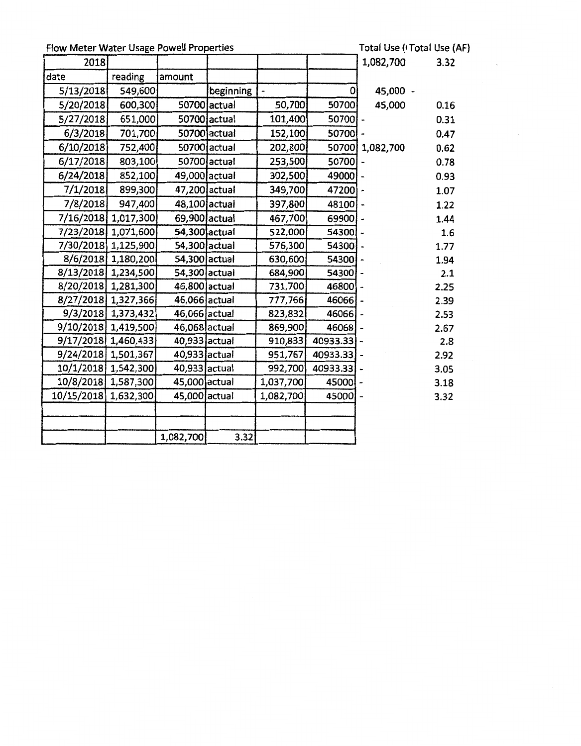Flow Meter Water Usage Powell Properties

| 2018 | | | | | | Total Use (( | Total Use (AF) |
|---|---|---|---|---|---|---|---|
| | | | | | | 1,082,700 | 3.32 |
| date | reading | amount | | | | | |
| 5/13/2018 | 549,600 | | beginning | - | 0 | 45,000 - | |
| 5/20/2018 | 600,300 | 50700 | actual | 50,700 | 50700 | 45,000 | 0.16 |
| 5/27/2018 | 651,000 | 50700 | actual | 101,400 | 50700 | - | 0.31 |
| 6/3/2018 | 701,700 | 50700 | actual | 152,100 | 50700 | - | 0.47 |
| 6/10/2018 | 752,400 | 50700 | actual | 202,800 | 50700 | 1,082,700 | 0.62 |
| 6/17/2018 | 803,100 | 50700 | actual | 253,500 | 50700 | - | 0.78 |
| 6/24/2018 | 852,100 | 49,000 | actual | 302,500 | 49000 | - | 0.93 |
| 7/1/2018 | 899,300 | 47,200 | actual | 349,700 | 47200 | - | 1.07 |
| 7/8/2018 | 947,400 | 48,100 | actual | 397,800 | 48100 | - | 1.22 |
| 7/16/2018 | 1,017,300 | 69,900 | actual | 467,700 | 69900 | - | 1.44 |
| 7/23/2018 | 1,071,600 | 54,300 | actual | 522,000 | 54300 | - | 1.6 |
| 7/30/2018 | 1,125,900 | 54,300 | actual | 576,300 | 54300 | - | 1.77 |
| 8/6/2018 | 1,180,200 | 54,300 | actual | 630,600 | 54300 | - | 1.94 |
| 8/13/2018 | 1,234,500 | 54,300 | actual | 684,900 | 54300 | - | 2.1 |
| 8/20/2018 | 1,281,300 | 46,800 | actual | 731,700 | 46800 | - | 2.25 |
| 8/27/2018 | 1,327,366 | 46,066 | actual | 777,766 | 46066 | - | 2.39 |
| 9/3/2018 | 1,373,432 | 46,066 | actual | 823,832 | 46066 | - | 2.53 |
| 9/10/2018 | 1,419,500 | 46,068 | actual | 869,900 | 46068 | - | 2.67 |
| 9/17/2018 | 1,460,433 | 40,933 | actual | 910,833 | 40933.33 | - | 2.8 |
| 9/24/2018 | 1,501,367 | 40,933 | actual | 951,767 | 40933.33 | - | 2.92 |
| 10/1/2018 | 1,542,300 | 40,933 | actual | 992,700 | 40933.33 | - | 3.05 |
| 10/8/2018 | 1,587,300 | 45,000 | actual | 1,037,700 | 45000 | - | 3.18 |
| 10/15/2018 | 1,632,300 | 45,000 | actual | 1,082,700 | 45000 | - | 3.32 |
| | | | | | | | |
| | | | | | | | |
| | | 1,082,700 | 3.32 | | | | |